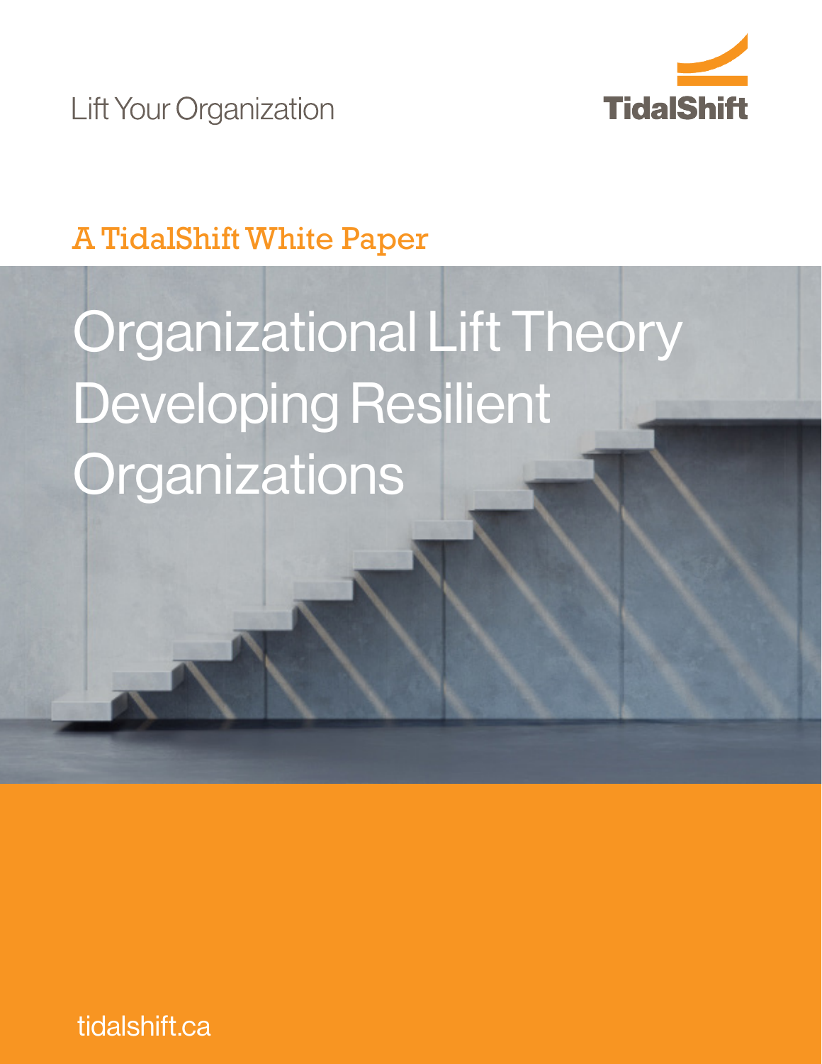Lift Your Organization

TidalShift

A TidalShift White Paper

# Organizational Lift Theory Developing Resilient Organizations

tidalshift.ca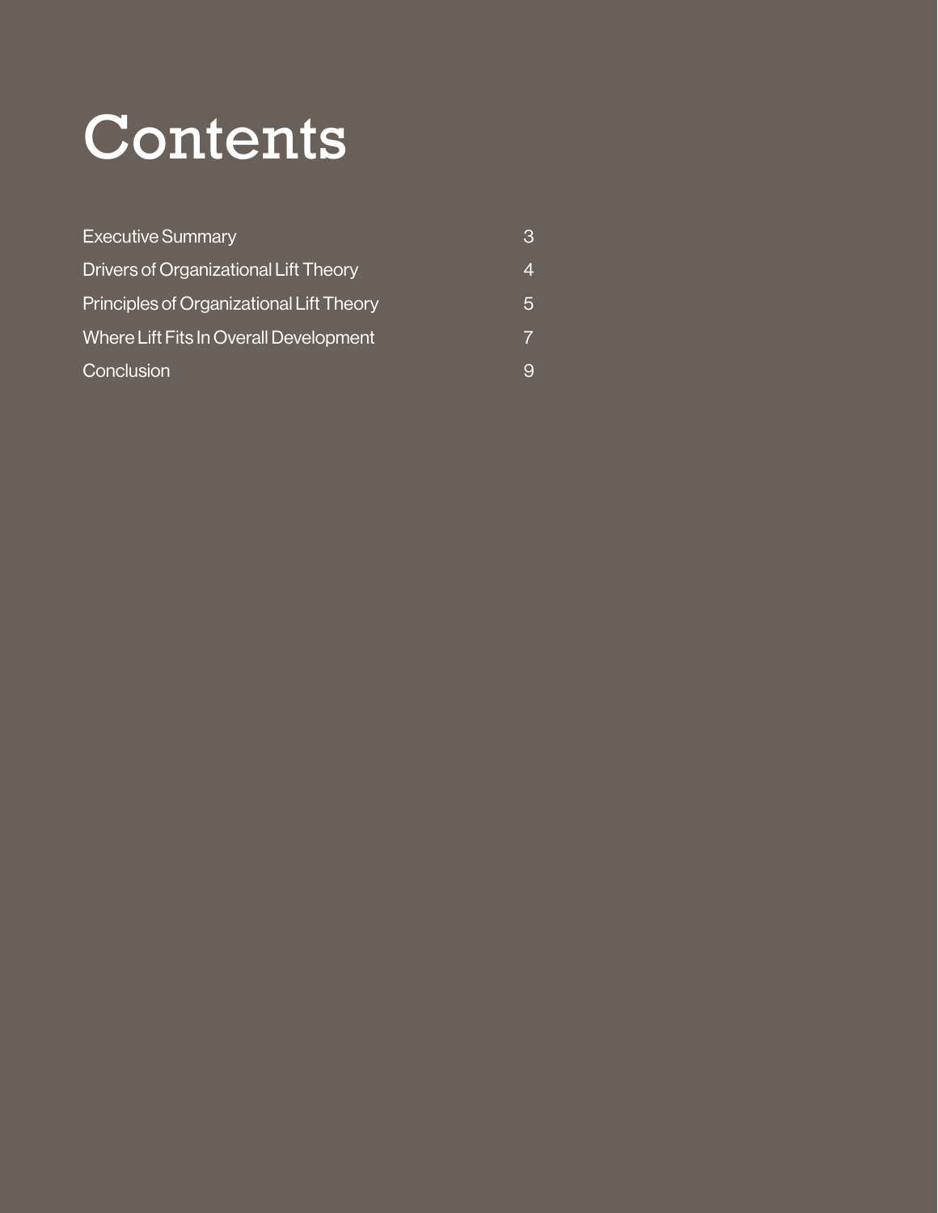# Contents

| | |
|---|---|
| Executive Summary | 3 |
| Drivers of Organizational Lift Theory | 4 |
| Principles of Organizational Lift Theory | 5 |
| Where Lift Fits In Overall Development | 7 |
| Conclusion | 9 |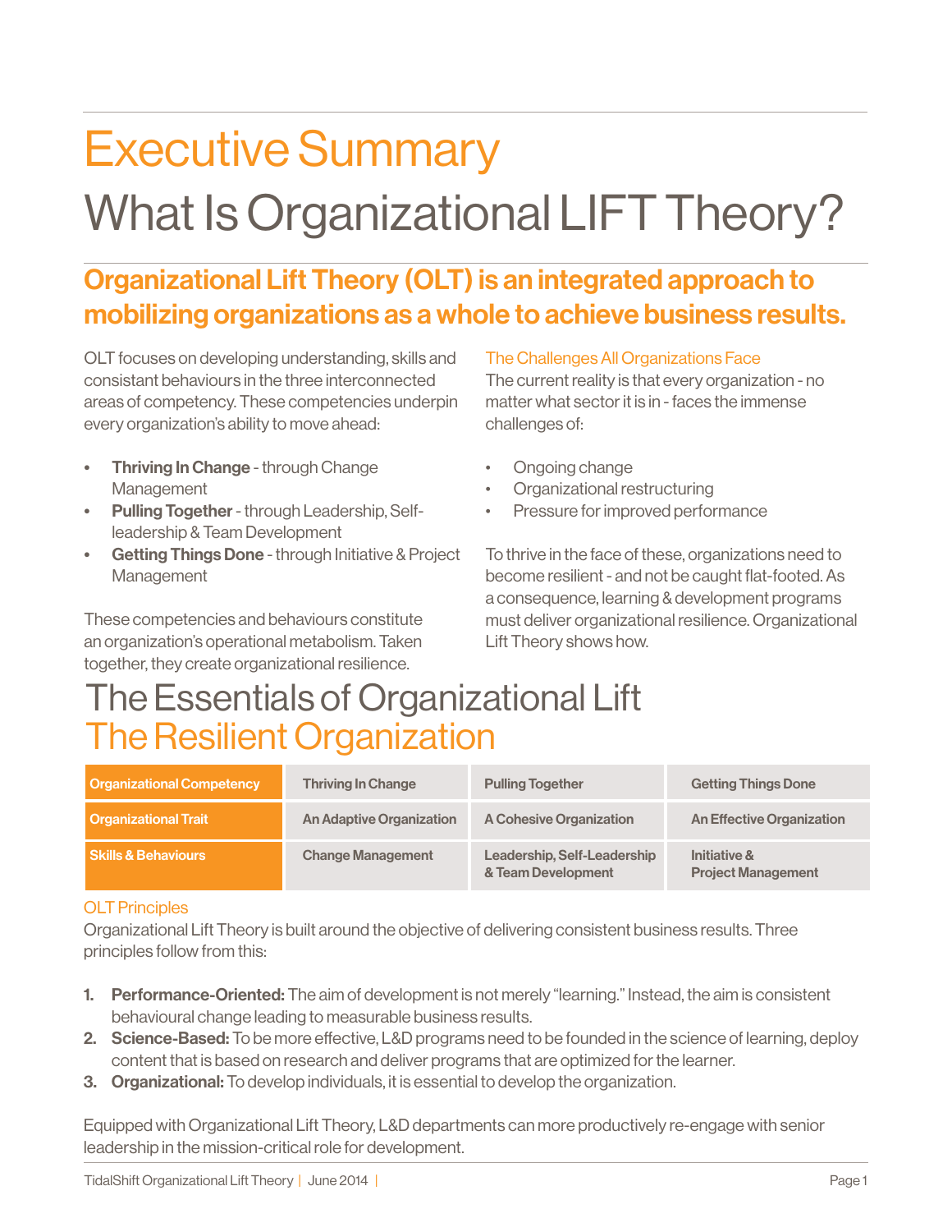# Executive Summary

# What Is Organizational LIFT Theory?

## Organizational Lift Theory (OLT) is an integrated approach to mobilizing organizations as a whole to achieve business results.

OLT focuses on developing understanding, skills and consistant behaviours in the three interconnected areas of competency. These competencies underpin every organization's ability to move ahead:

- **Thriving In Change** - through Change Management
- **Pulling Together** - through Leadership, Self-leadership & Team Development
- **Getting Things Done** - through Initiative & Project Management

These competencies and behaviours constitute an organization's operational metabolism. Taken together, they create organizational resilience.

### The Challenges All Organizations Face

The current reality is that every organization - no matter what sector it is in - faces the immense challenges of:

- Ongoing change
- Organizational restructuring
- Pressure for improved performance

To thrive in the face of these, organizations need to become resilient - and not be caught flat-footed. As a consequence, learning & development programs must deliver organizational resilience. Organizational Lift Theory shows how.

# The Essentials of Organizational Lift

## The Resilient Organization

| Organizational Competency | Thriving In Change | Pulling Together | Getting Things Done |
|---|---|---|---|
| Organizational Trait | An Adaptive Organization | A Cohesive Organization | An Effective Organization |
| Skills & Behaviours | Change Management | Leadership, Self-Leadership & Team Development | Initiative & Project Management |

### OLT Principles

Organizational Lift Theory is built around the objective of delivering consistent business results. Three principles follow from this:

1. **Performance-Oriented:** The aim of development is not merely "learning." Instead, the aim is consistent behavioural change leading to measurable business results.
2. **Science-Based:** To be more effective, L&D programs need to be founded in the science of learning, deploy content that is based on research and deliver programs that are optimized for the learner.
3. **Organizational:** To develop individuals, it is essential to develop the organization.

Equipped with Organizational Lift Theory, L&D departments can more productively re-engage with senior leadership in the mission-critical role for development.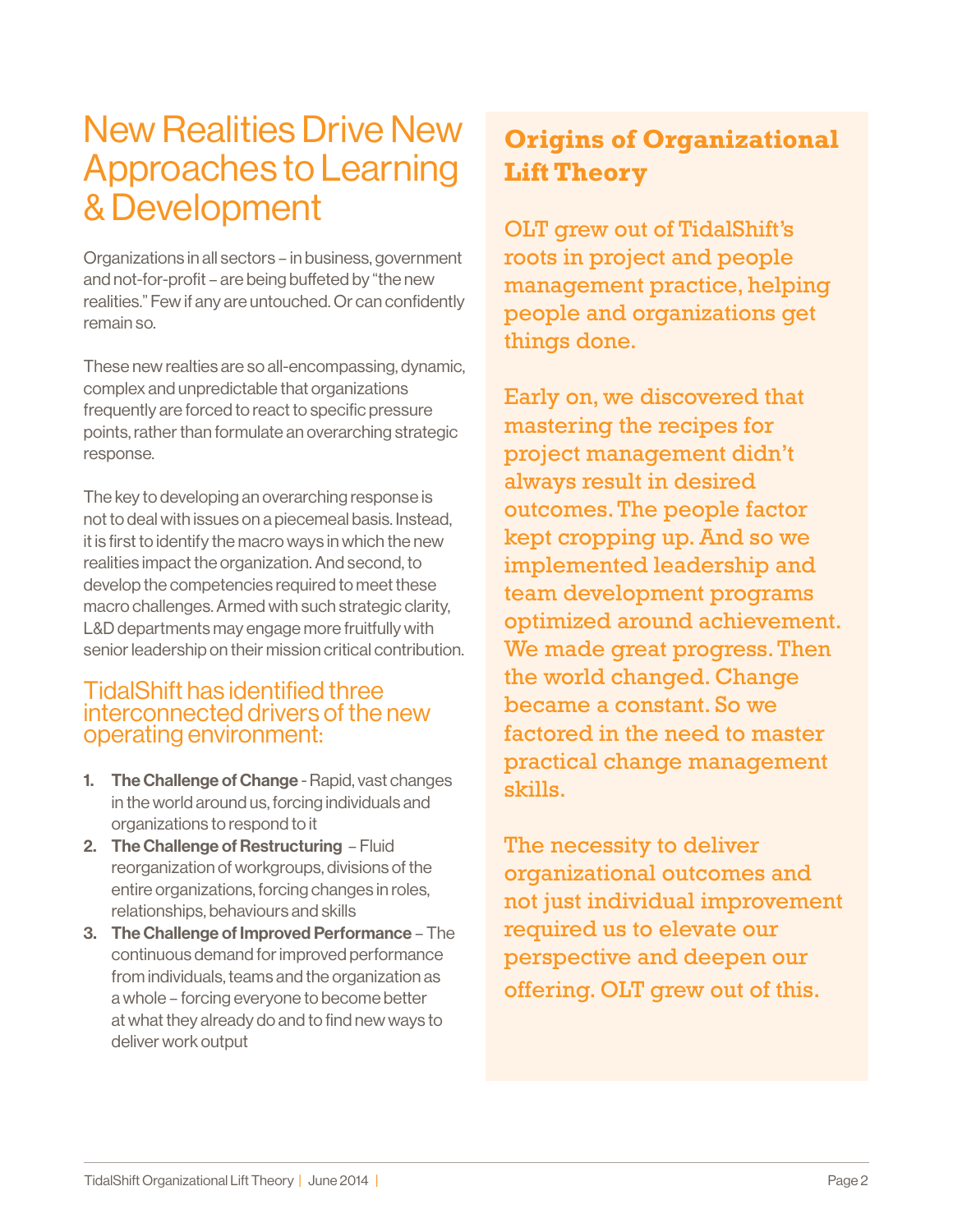# New Realities Drive New Approaches to Learning & Development

Organizations in all sectors – in business, government and not-for-profit – are being buffeted by "the new realities." Few if any are untouched. Or can confidently remain so.

These new realties are so all-encompassing, dynamic, complex and unpredictable that organizations frequently are forced to react to specific pressure points, rather than formulate an overarching strategic response.

The key to developing an overarching response is not to deal with issues on a piecemeal basis. Instead, it is first to identify the macro ways in which the new realities impact the organization. And second, to develop the competencies required to meet these macro challenges. Armed with such strategic clarity, L&D departments may engage more fruitfully with senior leadership on their mission critical contribution.

## TidalShift has identified three interconnected drivers of the new operating environment:

1. **The Challenge of Change** - Rapid, vast changes in the world around us, forcing individuals and organizations to respond to it
2. **The Challenge of Restructuring** – Fluid reorganization of workgroups, divisions of the entire organizations, forcing changes in roles, relationships, behaviours and skills
3. **The Challenge of Improved Performance** – The continuous demand for improved performance from individuals, teams and the organization as a whole – forcing everyone to become better at what they already do and to find new ways to deliver work output

## Origins of Organizational Lift Theory

OLT grew out of TidalShift's roots in project and people management practice, helping people and organizations get things done.

Early on, we discovered that mastering the recipes for project management didn't always result in desired outcomes. The people factor kept cropping up. And so we implemented leadership and team development programs optimized around achievement. We made great progress. Then the world changed. Change became a constant. So we factored in the need to master practical change management skills.

The necessity to deliver organizational outcomes and not just individual improvement required us to elevate our perspective and deepen our offering. OLT grew out of this.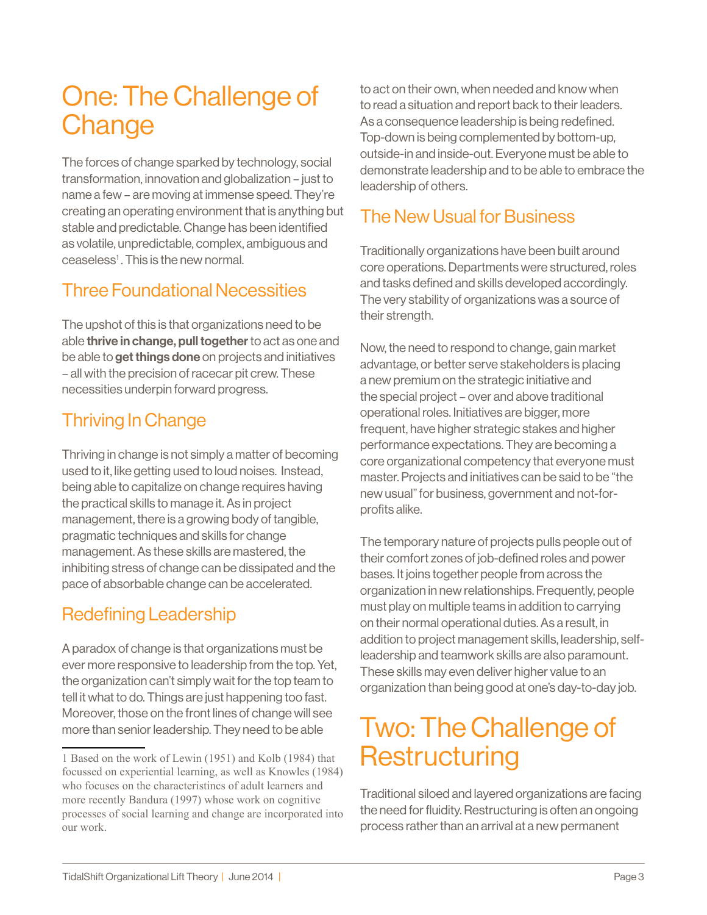# One: The Challenge of Change

The forces of change sparked by technology, social transformation, innovation and globalization – just to name a few – are moving at immense speed. They're creating an operating environment that is anything but stable and predictable. Change has been identified as volatile, unpredictable, complex, ambiguous and ceaseless[1]. This is the new normal.

## Three Foundational Necessities

The upshot of this is that organizations need to be able **thrive in change, pull together** to act as one and be able to **get things done** on projects and initiatives – all with the precision of racecar pit crew. These necessities underpin forward progress.

## Thriving In Change

Thriving in change is not simply a matter of becoming used to it, like getting used to loud noises. Instead, being able to capitalize on change requires having the practical skills to manage it. As in project management, there is a growing body of tangible, pragmatic techniques and skills for change management. As these skills are mastered, the inhibiting stress of change can be dissipated and the pace of absorbable change can be accelerated.

## Redefining Leadership

A paradox of change is that organizations must be ever more responsive to leadership from the top. Yet, the organization can't simply wait for the top team to tell it what to do. Things are just happening too fast. Moreover, those on the front lines of change will see more than senior leadership. They need to be able to act on their own, when needed and know when to read a situation and report back to their leaders. As a consequence leadership is being redefined. Top-down is being complemented by bottom-up, outside-in and inside-out. Everyone must be able to demonstrate leadership and to be able to embrace the leadership of others.

## The New Usual for Business

Traditionally organizations have been built around core operations. Departments were structured, roles and tasks defined and skills developed accordingly. The very stability of organizations was a source of their strength.

Now, the need to respond to change, gain market advantage, or better serve stakeholders is placing a new premium on the strategic initiative and the special project – over and above traditional operational roles. Initiatives are bigger, more frequent, have higher strategic stakes and higher performance expectations. They are becoming a core organizational competency that everyone must master. Projects and initiatives can be said to be "the new usual" for business, government and not-for-profits alike.

The temporary nature of projects pulls people out of their comfort zones of job-defined roles and power bases. It joins together people from across the organization in new relationships. Frequently, people must play on multiple teams in addition to carrying on their normal operational duties. As a result, in addition to project management skills, leadership, self-leadership and teamwork skills are also paramount. These skills may even deliver higher value to an organization than being good at one's day-to-day job.

# Two: The Challenge of Restructuring

Traditional siloed and layered organizations are facing the need for fluidity. Restructuring is often an ongoing process rather than an arrival at a new permanent

---

1 Based on the work of Lewin (1951) and Kolb (1984) that focussed on experiential learning, as well as Knowles (1984) who focuses on the characteristincs of adult learners and more recently Bandura (1997) whose work on cognitive processes of social learning and change are incorporated into our work.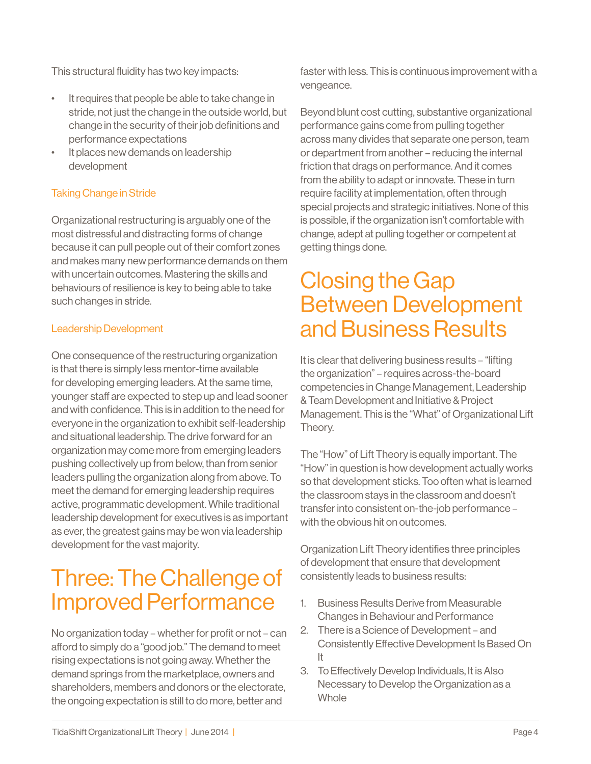This structural fluidity has two key impacts:

- It requires that people be able to take change in stride, not just the change in the outside world, but change in the security of their job definitions and performance expectations
- It places new demands on leadership development

### Taking Change in Stride

Organizational restructuring is arguably one of the most distressful and distracting forms of change because it can pull people out of their comfort zones and makes many new performance demands on them with uncertain outcomes. Mastering the skills and behaviours of resilience is key to being able to take such changes in stride.

### Leadership Development

One consequence of the restructuring organization is that there is simply less mentor-time available for developing emerging leaders. At the same time, younger staff are expected to step up and lead sooner and with confidence. This is in addition to the need for everyone in the organization to exhibit self-leadership and situational leadership. The drive forward for an organization may come more from emerging leaders pushing collectively up from below, than from senior leaders pulling the organization along from above. To meet the demand for emerging leadership requires active, programmatic development. While traditional leadership development for executives is as important as ever, the greatest gains may be won via leadership development for the vast majority.

## Three: The Challenge of Improved Performance

No organization today – whether for profit or not – can afford to simply do a "good job." The demand to meet rising expectations is not going away. Whether the demand springs from the marketplace, owners and shareholders, members and donors or the electorate, the ongoing expectation is still to do more, better and faster with less. This is continuous improvement with a vengeance.

Beyond blunt cost cutting, substantive organizational performance gains come from pulling together across many divides that separate one person, team or department from another – reducing the internal friction that drags on performance. And it comes from the ability to adapt or innovate. These in turn require facility at implementation, often through special projects and strategic initiatives. None of this is possible, if the organization isn't comfortable with change, adept at pulling together or competent at getting things done.

## Closing the Gap Between Development and Business Results

It is clear that delivering business results – "lifting the organization" – requires across-the-board competencies in Change Management, Leadership & Team Development and Initiative & Project Management. This is the "What" of Organizational Lift Theory.

The "How" of Lift Theory is equally important. The "How" in question is how development actually works so that development sticks. Too often what is learned the classroom stays in the classroom and doesn't transfer into consistent on-the-job performance – with the obvious hit on outcomes.

Organization Lift Theory identifies three principles of development that ensure that development consistently leads to business results:

1. Business Results Derive from Measurable Changes in Behaviour and Performance
2. There is a Science of Development – and Consistently Effective Development Is Based On It
3. To Effectively Develop Individuals, It is Also Necessary to Develop the Organization as a Whole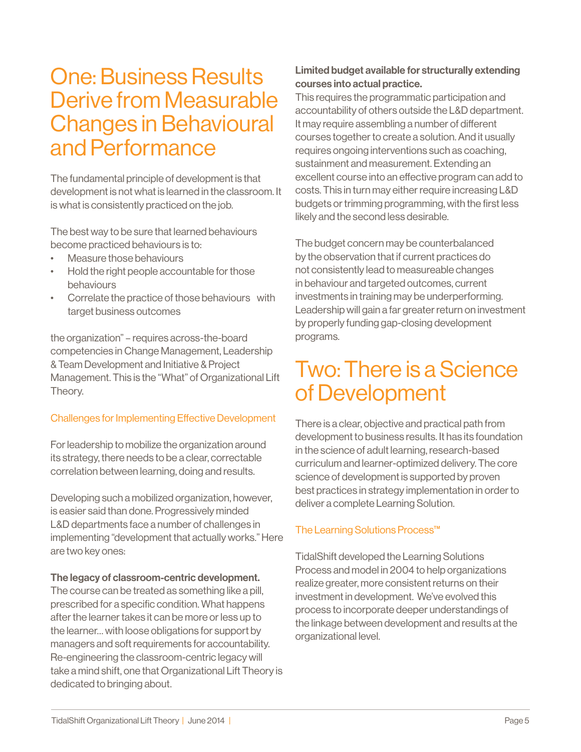# One: Business Results Derive from Measurable Changes in Behavioural and Performance

The fundamental principle of development is that development is not what is learned in the classroom. It is what is consistently practiced on the job.

The best way to be sure that learned behaviours become practiced behaviours is to:

- Measure those behaviours
- Hold the right people accountable for those behaviours
- Correlate the practice of those behaviours with target business outcomes

the organization" – requires across-the-board competencies in Change Management, Leadership & Team Development and Initiative & Project Management. This is the "What" of Organizational Lift Theory.

### Challenges for Implementing Effective Development

For leadership to mobilize the organization around its strategy, there needs to be a clear, correctable correlation between learning, doing and results.

Developing such a mobilized organization, however, is easier said than done. Progressively minded L&D departments face a number of challenges in implementing "development that actually works." Here are two key ones:

**The legacy of classroom-centric development.** The course can be treated as something like a pill, prescribed for a specific condition. What happens after the learner takes it can be more or less up to the learner... with loose obligations for support by managers and soft requirements for accountability. Re-engineering the classroom-centric legacy will take a mind shift, one that Organizational Lift Theory is dedicated to bringing about.

**Limited budget available for structurally extending courses into actual practice.** This requires the programmatic participation and accountability of others outside the L&D department. It may require assembling a number of different courses together to create a solution. And it usually requires ongoing interventions such as coaching, sustainment and measurement. Extending an excellent course into an effective program can add to costs. This in turn may either require increasing L&D budgets or trimming programming, with the first less likely and the second less desirable.

The budget concern may be counterbalanced by the observation that if current practices do not consistently lead to measureable changes in behaviour and targeted outcomes, current investments in training may be underperforming. Leadership will gain a far greater return on investment by properly funding gap-closing development programs.

# Two: There is a Science of Development

There is a clear, objective and practical path from development to business results. It has its foundation in the science of adult learning, research-based curriculum and learner-optimized delivery. The core science of development is supported by proven best practices in strategy implementation in order to deliver a complete Learning Solution.

### The Learning Solutions Process™

TidalShift developed the Learning Solutions Process and model in 2004 to help organizations realize greater, more consistent returns on their investment in development. We've evolved this process to incorporate deeper understandings of the linkage between development and results at the organizational level.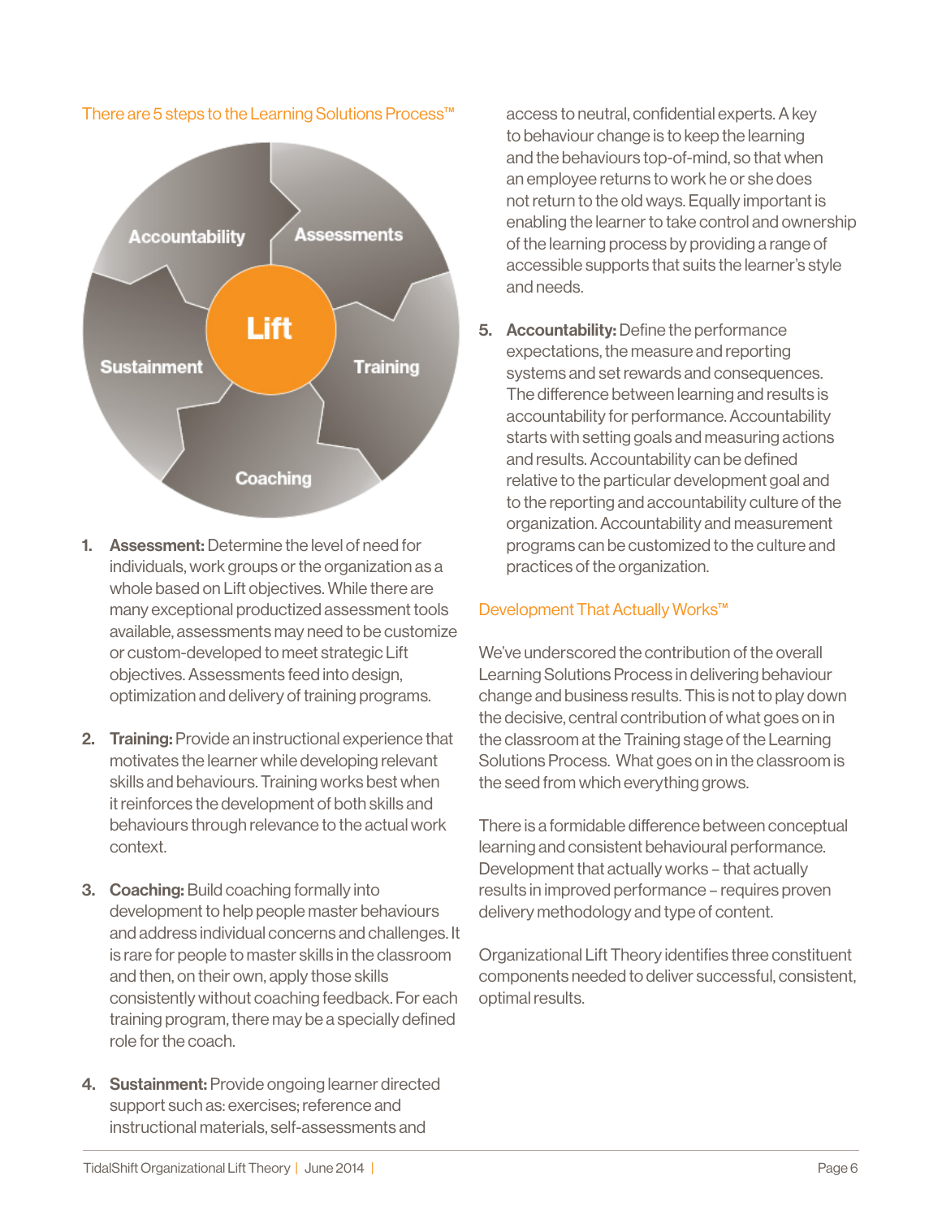There are 5 steps to the Learning Solutions Process™

1. **Assessment:** Determine the level of need for individuals, work groups or the organization as a whole based on Lift objectives. While there are many exceptional productized assessment tools available, assessments may need to be customize or custom-developed to meet strategic Lift objectives. Assessments feed into design, optimization and delivery of training programs.

2. **Training:** Provide an instructional experience that motivates the learner while developing relevant skills and behaviours. Training works best when it reinforces the development of both skills and behaviours through relevance to the actual work context.

3. **Coaching:** Build coaching formally into development to help people master behaviours and address individual concerns and challenges. It is rare for people to master skills in the classroom and then, on their own, apply those skills consistently without coaching feedback. For each training program, there may be a specially defined role for the coach.

4. **Sustainment:** Provide ongoing learner directed support such as: exercises; reference and instructional materials, self-assessments and access to neutral, confidential experts. A key to behaviour change is to keep the learning and the behaviours top-of-mind, so that when an employee returns to work he or she does not return to the old ways. Equally important is enabling the learner to take control and ownership of the learning process by providing a range of accessible supports that suits the learner's style and needs.

5. **Accountability:** Define the performance expectations, the measure and reporting systems and set rewards and consequences. The difference between learning and results is accountability for performance. Accountability starts with setting goals and measuring actions and results. Accountability can be defined relative to the particular development goal and to the reporting and accountability culture of the organization. Accountability and measurement programs can be customized to the culture and practices of the organization.

## Development That Actually Works™

We've underscored the contribution of the overall Learning Solutions Process in delivering behaviour change and business results. This is not to play down the decisive, central contribution of what goes on in the classroom at the Training stage of the Learning Solutions Process. What goes on in the classroom is the seed from which everything grows.

There is a formidable difference between conceptual learning and consistent behavioural performance. Development that actually works – that actually results in improved performance – requires proven delivery methodology and type of content.

Organizational Lift Theory identifies three constituent components needed to deliver successful, consistent, optimal results.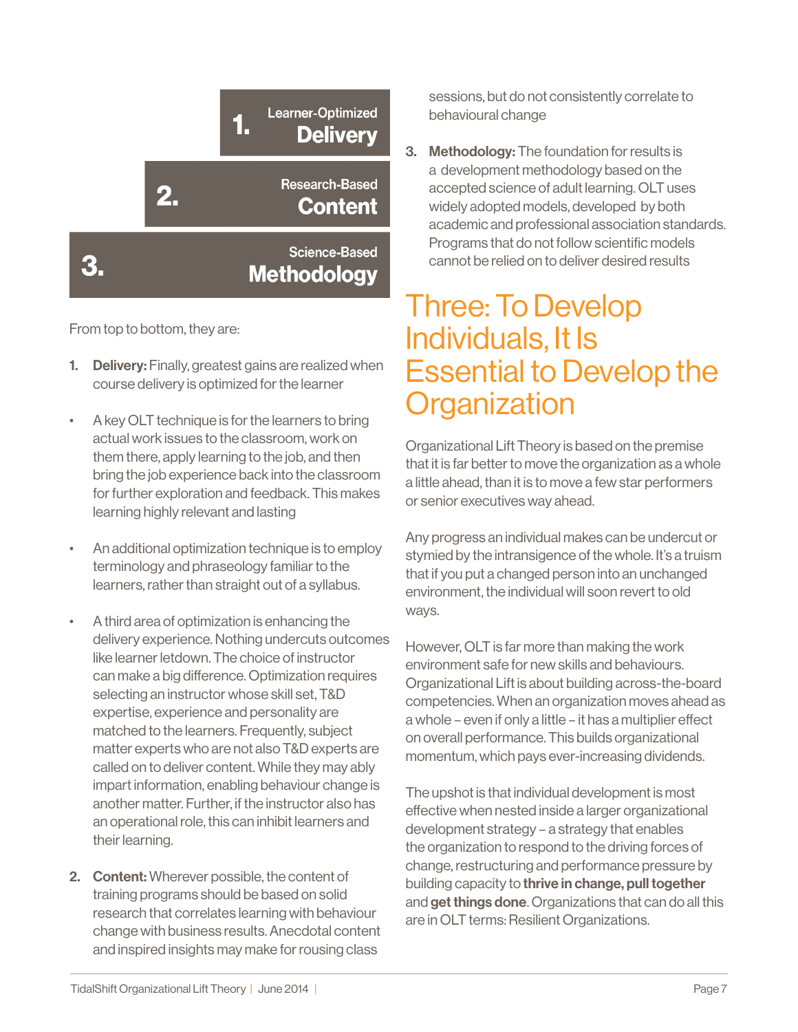1. Learner-Optimized **Delivery**

2. Research-Based **Content**

3. Science-Based **Methodology**

From top to bottom, they are:

1. **Delivery:** Finally, greatest gains are realized when course delivery is optimized for the learner

- A key OLT technique is for the learners to bring actual work issues to the classroom, work on them there, apply learning to the job, and then bring the job experience back into the classroom for further exploration and feedback. This makes learning highly relevant and lasting
- An additional optimization technique is to employ terminology and phraseology familiar to the learners, rather than straight out of a syllabus.
- A third area of optimization is enhancing the delivery experience. Nothing undercuts outcomes like learner letdown. The choice of instructor can make a big difference. Optimization requires selecting an instructor whose skill set, T&D expertise, experience and personality are matched to the learners. Frequently, subject matter experts who are not also T&D experts are called on to deliver content. While they may ably impart information, enabling behaviour change is another matter. Further, if the instructor also has an operational role, this can inhibit learners and their learning.

2. **Content:** Wherever possible, the content of training programs should be based on solid research that correlates learning with behaviour change with business results. Anecdotal content and inspired insights may make for rousing class sessions, but do not consistently correlate to behavioural change

3. **Methodology:** The foundation for results is a development methodology based on the accepted science of adult learning. OLT uses widely adopted models, developed by both academic and professional association standards. Programs that do not follow scientific models cannot be relied on to deliver desired results

## Three: To Develop Individuals, It Is Essential to Develop the Organization

Organizational Lift Theory is based on the premise that it is far better to move the organization as a whole a little ahead, than it is to move a few star performers or senior executives way ahead.

Any progress an individual makes can be undercut or stymied by the intransigence of the whole. It's a truism that if you put a changed person into an unchanged environment, the individual will soon revert to old ways.

However, OLT is far more than making the work environment safe for new skills and behaviours. Organizational Lift is about building across-the-board competencies. When an organization moves ahead as a whole – even if only a little – it has a multiplier effect on overall performance. This builds organizational momentum, which pays ever-increasing dividends.

The upshot is that individual development is most effective when nested inside a larger organizational development strategy – a strategy that enables the organization to respond to the driving forces of change, restructuring and performance pressure by building capacity to **thrive in change, pull together** and **get things done**. Organizations that can do all this are in OLT terms: Resilient Organizations.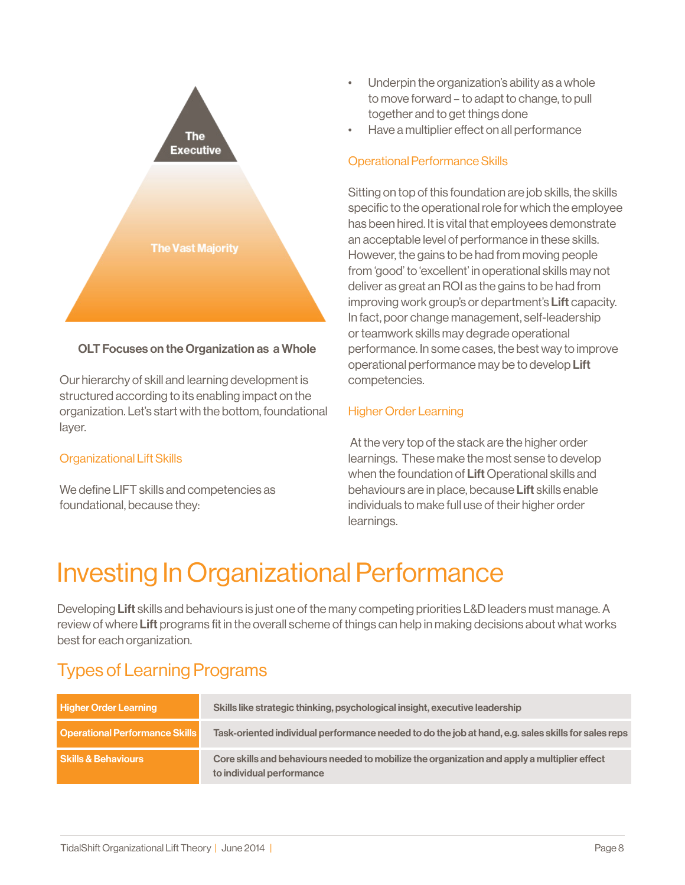The Executive

The Vast Majority

**OLT Focuses on the Organization as a Whole**

Our hierarchy of skill and learning development is structured according to its enabling impact on the organization. Let's start with the bottom, foundational layer.

### Organizational Lift Skills

We define LIFT skills and competencies as foundational, because they:

- Underpin the organization's ability as a whole to move forward – to adapt to change, to pull together and to get things done
- Have a multiplier effect on all performance

### Operational Performance Skills

Sitting on top of this foundation are job skills, the skills specific to the operational role for which the employee has been hired. It is vital that employees demonstrate an acceptable level of performance in these skills. However, the gains to be had from moving people from 'good' to 'excellent' in operational skills may not deliver as great an ROI as the gains to be had from improving work group's or department's **Lift** capacity. In fact, poor change management, self-leadership or teamwork skills may degrade operational performance. In some cases, the best way to improve operational performance may be to develop **Lift** competencies.

### Higher Order Learning

At the very top of the stack are the higher order learnings. These make the most sense to develop when the foundation of **Lift** Operational skills and behaviours are in place, because **Lift** skills enable individuals to make full use of their higher order learnings.

# Investing In Organizational Performance

Developing **Lift** skills and behaviours is just one of the many competing priorities L&D leaders must manage. A review of where **Lift** programs fit in the overall scheme of things can help in making decisions about what works best for each organization.

## Types of Learning Programs

| | |
|---|---|
| **Higher Order Learning** | **Skills like strategic thinking, psychological insight, executive leadership** |
| **Operational Performance Skills** | **Task-oriented individual performance needed to do the job at hand, e.g. sales skills for sales reps** |
| **Skills & Behaviours** | **Core skills and behaviours needed to mobilize the organization and apply a multiplier effect to individual performance** |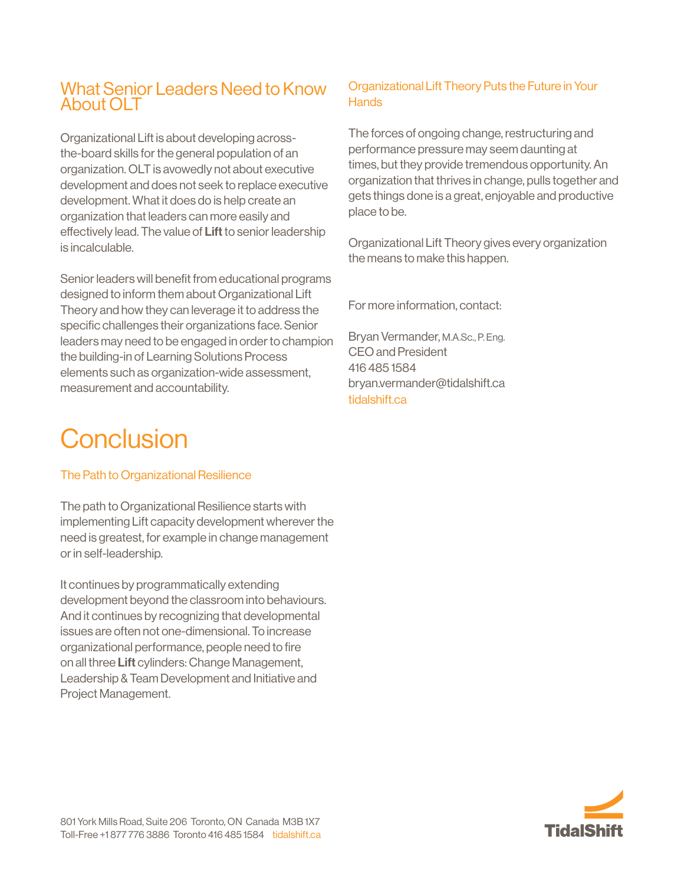## What Senior Leaders Need to Know About OLT

Organizational Lift is about developing across-the-board skills for the general population of an organization. OLT is avowedly not about executive development and does not seek to replace executive development. What it does do is help create an organization that leaders can more easily and effectively lead. The value of **Lift** to senior leadership is incalculable.

Senior leaders will benefit from educational programs designed to inform them about Organizational Lift Theory and how they can leverage it to address the specific challenges their organizations face. Senior leaders may need to be engaged in order to champion the building-in of Learning Solutions Process elements such as organization-wide assessment, measurement and accountability.

# Conclusion

### The Path to Organizational Resilience

The path to Organizational Resilience starts with implementing Lift capacity development wherever the need is greatest, for example in change management or in self-leadership.

It continues by programmatically extending development beyond the classroom into behaviours. And it continues by recognizing that developmental issues are often not one-dimensional. To increase organizational performance, people need to fire on all three **Lift** cylinders: Change Management, Leadership & Team Development and Initiative and Project Management.

### Organizational Lift Theory Puts the Future in Your Hands

The forces of ongoing change, restructuring and performance pressure may seem daunting at times, but they provide tremendous opportunity. An organization that thrives in change, pulls together and gets things done is a great, enjoyable and productive place to be.

Organizational Lift Theory gives every organization the means to make this happen.

For more information, contact:

Bryan Vermander, M.A.Sc., P. Eng.
CEO and President
416 485 1584
bryan.vermander@tidalshift.ca
tidalshift.ca

801 York Mills Road, Suite 206 Toronto, ON Canada M3B 1X7
Toll-Free +1 877 776 3886 Toronto 416 485 1584 tidalshift.ca

TidalShift